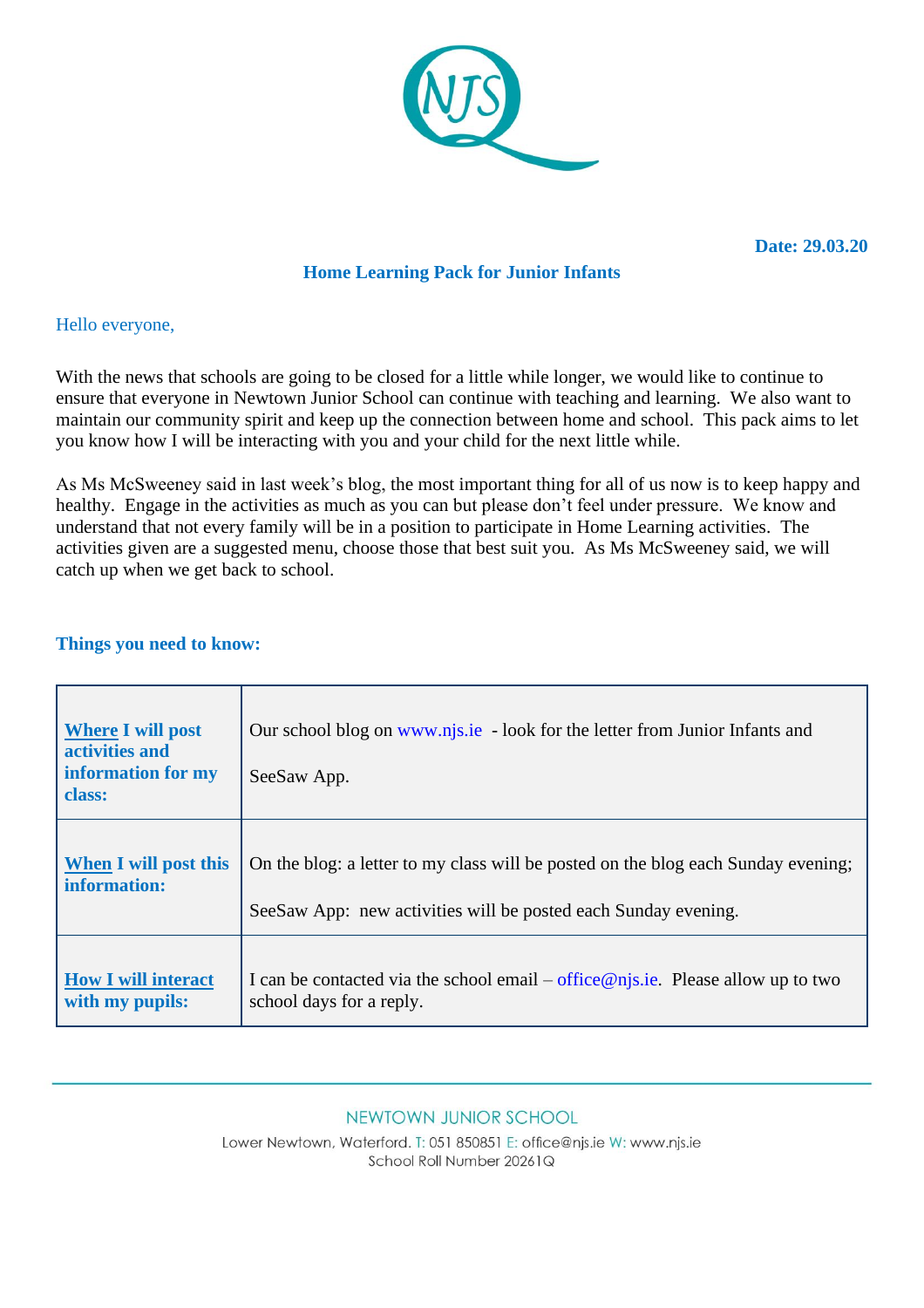**Date: 29.03.20**

## Home Learning Pack for Junior Infants

Hello everyone,

With the news that schools are going to be closed for a little while longer, we would like to continue to ensure that everyone in Newtown Junior School can continue with teaching and learning. We also want to maintain our community spirit and keep up the connection between home and school. This pack aims to let you know how I will be interacting with you and your child for the next little while.

As Ms McSweeney said in last week's blog, the most important thing for all of us now is to keep happy and healthy. Engage in the activities as much as you can but please don't feel under pressure. We know and understand that not every family will be in a position to participate in Home Learning activities. The activities given are a suggested menu, choose those that best suit you. As Ms McSweeney said, we will catch up when we get back to school.

### Things you need to know:

| | |
|---|---|
| **Where I will post activities and information for my class:** | Our school blog on www.njs.ie - look for the letter from Junior Infants and<br><br>SeeSaw App. |
| **When I will post this information:** | On the blog: a letter to my class will be posted on the blog each Sunday evening;<br><br>SeeSaw App: new activities will be posted each Sunday evening. |
| **How I will interact with my pupils:** | I can be contacted via the school email – office@njs.ie. Please allow up to two school days for a reply. |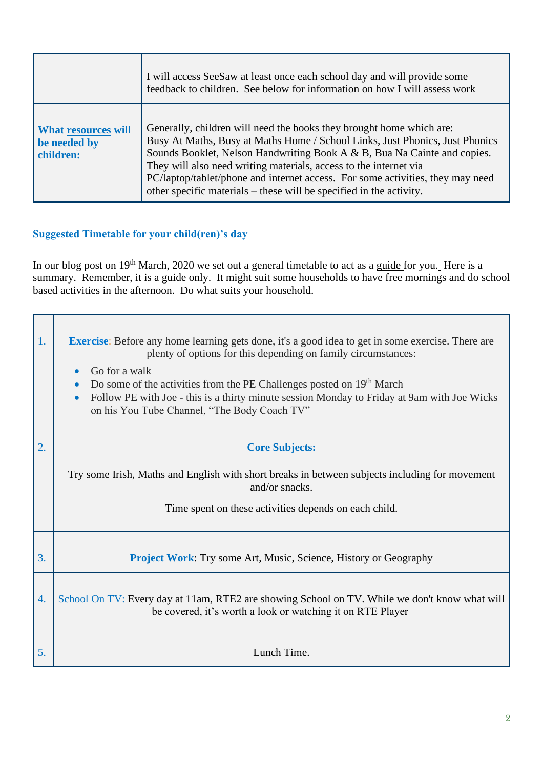| | |
|---|---|
| | I will access SeeSaw at least once each school day and will provide some feedback to children. See below for information on how I will assess work |
| **What resources will be needed by children:** | Generally, children will need the books they brought home which are: Busy At Maths, Busy at Maths Home / School Links, Just Phonics, Just Phonics Sounds Booklet, Nelson Handwriting Book A & B, Bua Na Cainte and copies. They will also need writing materials, access to the internet via PC/laptop/tablet/phone and internet access. For some activities, they may need other specific materials – these will be specified in the activity. |

### Suggested Timetable for your child(ren)'s day

In our blog post on 19th March, 2020 we set out a general timetable to act as a guide for you. Here is a summary. Remember, it is a guide only. It might suit some households to have free mornings and do school based activities in the afternoon. Do what suits your household.

| | |
|---|---|
| 1. | **Exercise**: Before any home learning gets done, it's a good idea to get in some exercise. There are plenty of options for this depending on family circumstances:<br>• Go for a walk<br>• Do some of the activities from the PE Challenges posted on 19th March<br>• Follow PE with Joe - this is a thirty minute session Monday to Friday at 9am with Joe Wicks on his You Tube Channel, "The Body Coach TV" |
| 2. | **Core Subjects:**<br><br>Try some Irish, Maths and English with short breaks in between subjects including for movement and/or snacks.<br><br>Time spent on these activities depends on each child. |
| 3. | **Project Work**: Try some Art, Music, Science, History or Geography |
| 4. | School On TV: Every day at 11am, RTE2 are showing School on TV. While we don't know what will be covered, it's worth a look or watching it on RTE Player |
| 5. | Lunch Time. |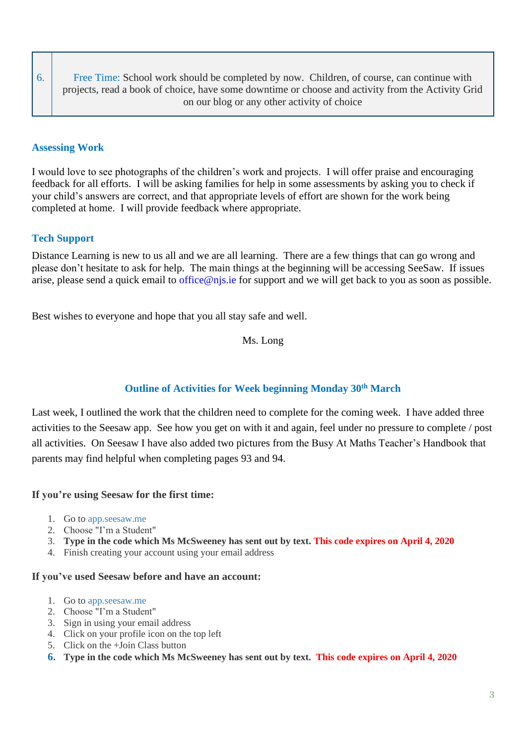| | |
|---|---|
| 6. | Free Time: School work should be completed by now. Children, of course, can continue with projects, read a book of choice, have some downtime or choose and activity from the Activity Grid on our blog or any other activity of choice |

### Assessing Work

I would love to see photographs of the children's work and projects. I will offer praise and encouraging feedback for all efforts. I will be asking families for help in some assessments by asking you to check if your child's answers are correct, and that appropriate levels of effort are shown for the work being completed at home. I will provide feedback where appropriate.

### Tech Support

Distance Learning is new to us all and we are all learning. There are a few things that can go wrong and please don't hesitate to ask for help. The main things at the beginning will be accessing SeeSaw. If issues arise, please send a quick email to office@njs.ie for support and we will get back to you as soon as possible.

Best wishes to everyone and hope that you all stay safe and well.

Ms. Long

## Outline of Activities for Week beginning Monday 30th March

Last week, I outlined the work that the children need to complete for the coming week. I have added three activities to the Seesaw app. See how you get on with it and again, feel under no pressure to complete / post all activities. On Seesaw I have also added two pictures from the Busy At Maths Teacher's Handbook that parents may find helpful when completing pages 93 and 94.

**If you're using Seesaw for the first time:**

1. Go to app.seesaw.me
2. Choose "I'm a Student"
3. **Type in the code which Ms McSweeney has sent out by text. This code expires on April 4, 2020**
4. Finish creating your account using your email address

**If you've used Seesaw before and have an account:**

1. Go to app.seesaw.me
2. Choose "I'm a Student"
3. Sign in using your email address
4. Click on your profile icon on the top left
5. Click on the +Join Class button
6. **Type in the code which Ms McSweeney has sent out by text. This code expires on April 4, 2020**